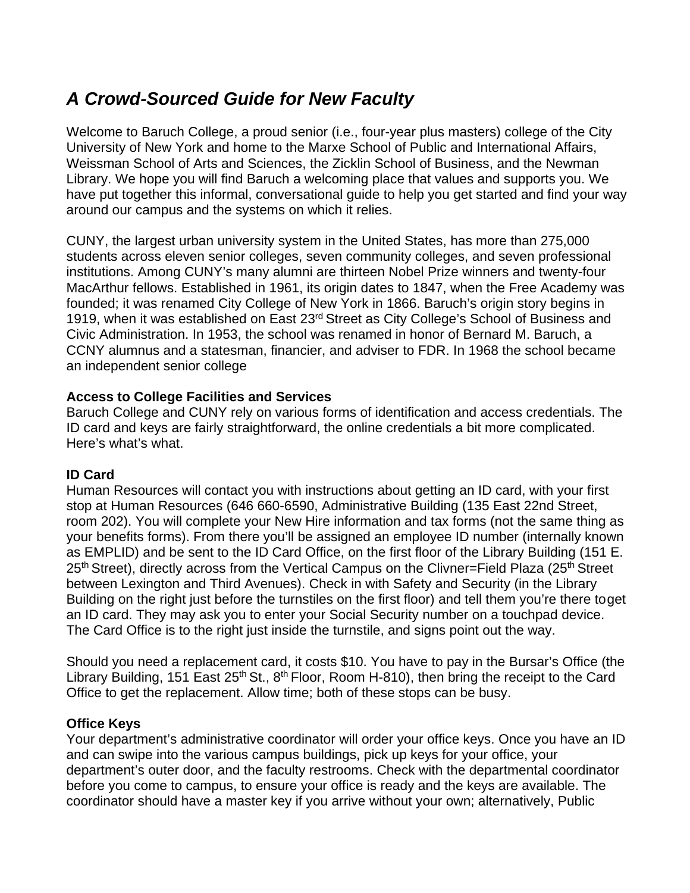# *A Crowd-Sourced Guide for New Faculty*

Welcome to Baruch College, a proud senior (i.e., four-year plus masters) college of the City University of New York and home to the Marxe School of Public and International Affairs, Weissman School of Arts and Sciences, the Zicklin School of Business, and the Newman Library. We hope you will find Baruch a welcoming place that values and supports you. We have put together this informal, conversational guide to help you get started and find your way around our campus and the systems on which it relies.

CUNY, the largest urban university system in the United States, has more than 275,000 students across eleven senior colleges, seven community colleges, and seven professional institutions. Among CUNY's many alumni are thirteen Nobel Prize winners and twenty-four MacArthur fellows. Established in 1961, its origin dates to 1847, when the Free Academy was founded; it was renamed City College of New York in 1866. Baruch's origin story begins in 1919, when it was established on East 23rd Street as City College's School of Business and Civic Administration. In 1953, the school was renamed in honor of Bernard M. Baruch, a CCNY alumnus and a statesman, financier, and adviser to FDR. In 1968 the school became an independent senior college

**Access to College Facilities and Services**

Baruch College and CUNY rely on various forms of identification and access credentials. The ID card and keys are fairly straightforward, the online credentials a bit more complicated. Here's what's what.

**ID Card**

Human Resources will contact you with instructions about getting an ID card, with your first stop at Human Resources (646 660-6590, Administrative Building (135 East 22nd Street, room 202). You will complete your New Hire information and tax forms (not the same thing as your benefits forms). From there you'll be assigned an employee ID number (internally known as EMPLID) and be sent to the ID Card Office, on the first floor of the Library Building (151 E. 25th Street), directly across from the Vertical Campus on the Clivner=Field Plaza (25th Street between Lexington and Third Avenues). Check in with Safety and Security (in the Library Building on the right just before the turnstiles on the first floor) and tell them you're there toget an ID card. They may ask you to enter your Social Security number on a touchpad device. The Card Office is to the right just inside the turnstile, and signs point out the way.

Should you need a replacement card, it costs $10. You have to pay in the Bursar's Office (the Library Building, 151 East 25th St., 8th Floor, Room H-810), then bring the receipt to the Card Office to get the replacement. Allow time; both of these stops can be busy.

**Office Keys**

Your department's administrative coordinator will order your office keys. Once you have an ID and can swipe into the various campus buildings, pick up keys for your office, your department's outer door, and the faculty restrooms. Check with the departmental coordinator before you come to campus, to ensure your office is ready and the keys are available. The coordinator should have a master key if you arrive without your own; alternatively, Public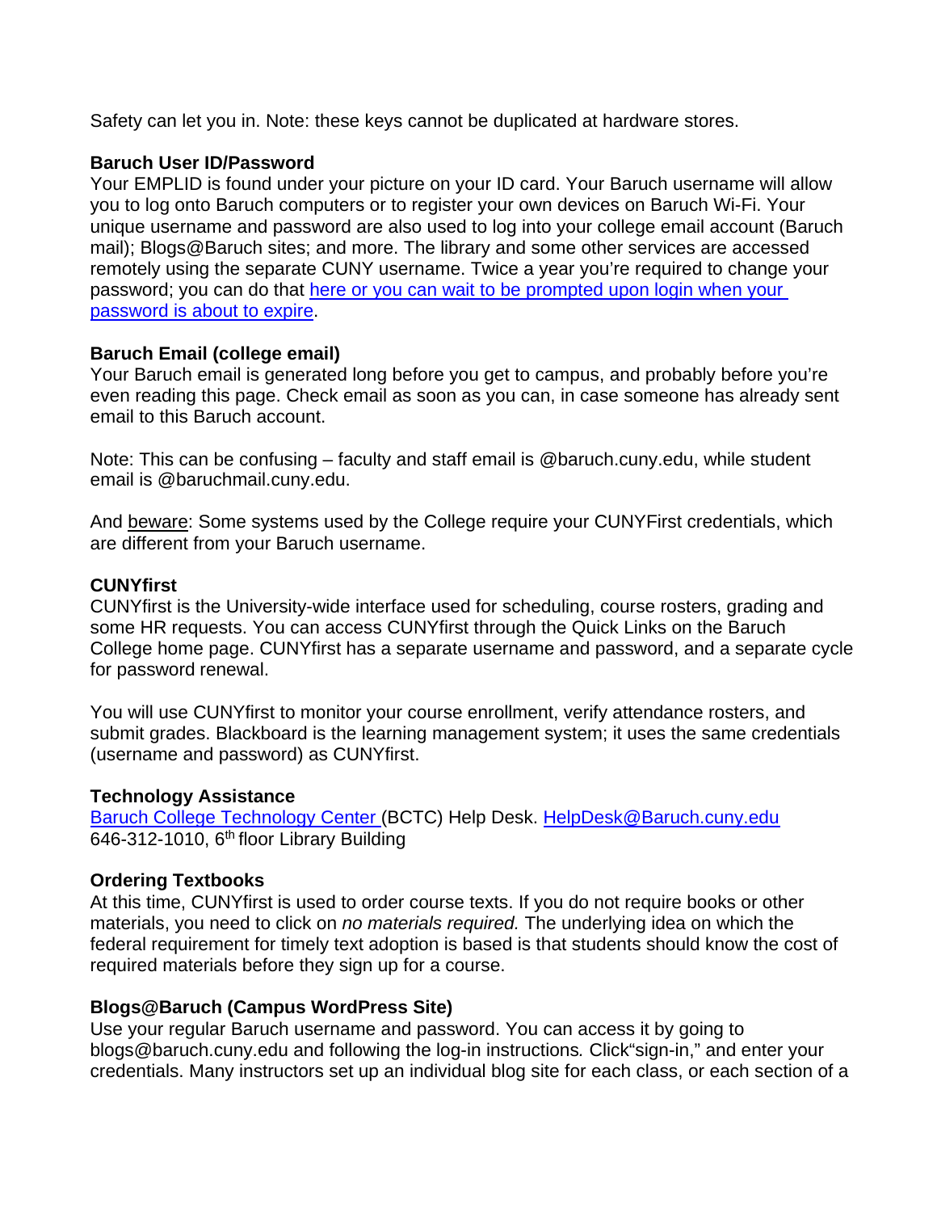Safety can let you in. Note: these keys cannot be duplicated at hardware stores.

**Baruch User ID/Password**
Your EMPLID is found under your picture on your ID card. Your Baruch username will allow you to log onto Baruch computers or to register your own devices on Baruch Wi-Fi. Your unique username and password are also used to log into your college email account (Baruch mail); Blogs@Baruch sites; and more. The library and some other services are accessed remotely using the separate CUNY username. Twice a year you're required to change your password; you can do that here or you can wait to be prompted upon login when your password is about to expire.

**Baruch Email (college email)**
Your Baruch email is generated long before you get to campus, and probably before you're even reading this page. Check email as soon as you can, in case someone has already sent email to this Baruch account.

Note: This can be confusing – faculty and staff email is @baruch.cuny.edu, while student email is @baruchmail.cuny.edu.

And beware: Some systems used by the College require your CUNYFirst credentials, which are different from your Baruch username.

**CUNYfirst**
CUNYfirst is the University-wide interface used for scheduling, course rosters, grading and some HR requests. You can access CUNYfirst through the Quick Links on the Baruch College home page. CUNYfirst has a separate username and password, and a separate cycle for password renewal.

You will use CUNYfirst to monitor your course enrollment, verify attendance rosters, and submit grades. Blackboard is the learning management system; it uses the same credentials (username and password) as CUNYfirst.

**Technology Assistance**
Baruch College Technology Center (BCTC) Help Desk. HelpDesk@Baruch.cuny.edu
646-312-1010, 6th floor Library Building

**Ordering Textbooks**
At this time, CUNYfirst is used to order course texts. If you do not require books or other materials, you need to click on *no materials required.* The underlying idea on which the federal requirement for timely text adoption is based is that students should know the cost of required materials before they sign up for a course.

**Blogs@Baruch (Campus WordPress Site)**
Use your regular Baruch username and password. You can access it by going to blogs@baruch.cuny.edu and following the log-in instructions. Click"sign-in," and enter your credentials. Many instructors set up an individual blog site for each class, or each section of a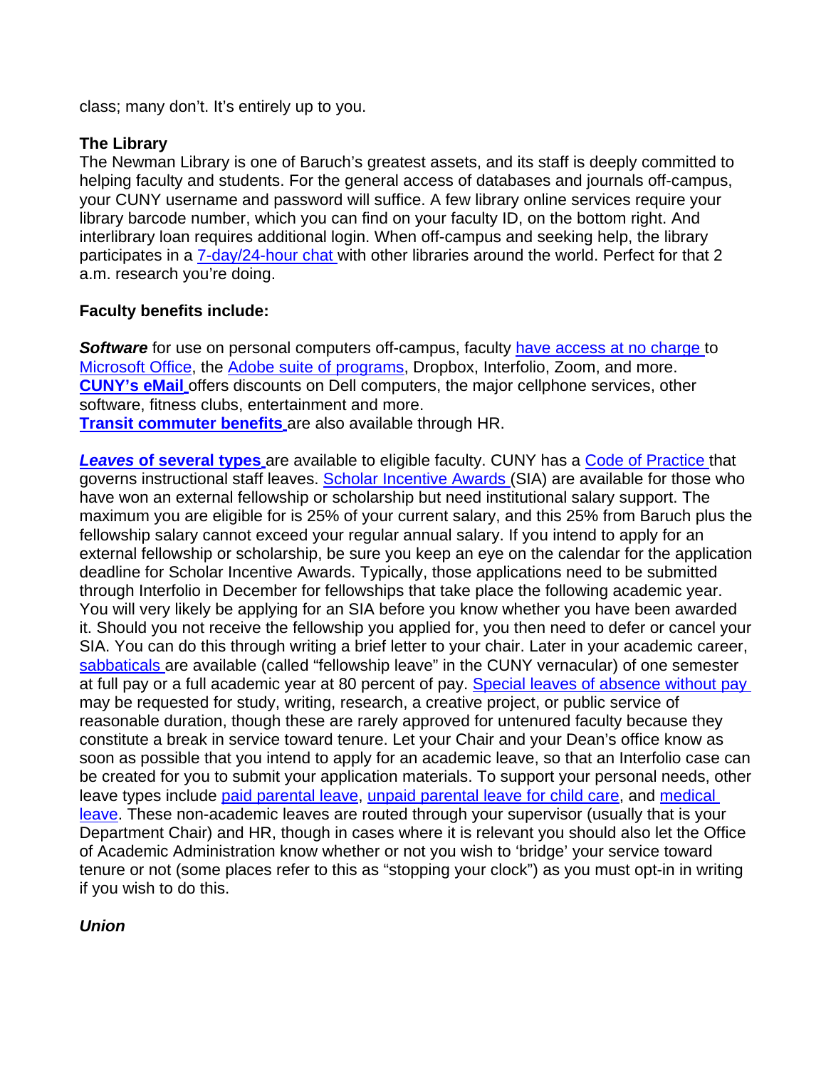class; many don't. It's entirely up to you.

**The Library**

The Newman Library is one of Baruch's greatest assets, and its staff is deeply committed to helping faculty and students. For the general access of databases and journals off-campus, your CUNY username and password will suffice. A few library online services require your library barcode number, which you can find on your faculty ID, on the bottom right. And interlibrary loan requires additional login. When off-campus and seeking help, the library participates in a 7-day/24-hour chat with other libraries around the world. Perfect for that 2 a.m. research you're doing.

**Faculty benefits include:**

***Software*** for use on personal computers off-campus, faculty have access at no charge to Microsoft Office, the Adobe suite of programs, Dropbox, Interfolio, Zoom, and more. **CUNY's eMail** offers discounts on Dell computers, the major cellphone services, other software, fitness clubs, entertainment and more.

**Transit commuter benefits** are also available through HR.

***Leaves* of several types** are available to eligible faculty. CUNY has a Code of Practice that governs instructional staff leaves. Scholar Incentive Awards (SIA) are available for those who have won an external fellowship or scholarship but need institutional salary support. The maximum you are eligible for is 25% of your current salary, and this 25% from Baruch plus the fellowship salary cannot exceed your regular annual salary. If you intend to apply for an external fellowship or scholarship, be sure you keep an eye on the calendar for the application deadline for Scholar Incentive Awards. Typically, those applications need to be submitted through Interfolio in December for fellowships that take place the following academic year. You will very likely be applying for an SIA before you know whether you have been awarded it. Should you not receive the fellowship you applied for, you then need to defer or cancel your SIA. You can do this through writing a brief letter to your chair. Later in your academic career, sabbaticals are available (called "fellowship leave" in the CUNY vernacular) of one semester at full pay or a full academic year at 80 percent of pay. Special leaves of absence without pay may be requested for study, writing, research, a creative project, or public service of reasonable duration, though these are rarely approved for untenured faculty because they constitute a break in service toward tenure. Let your Chair and your Dean's office know as soon as possible that you intend to apply for an academic leave, so that an Interfolio case can be created for you to submit your application materials. To support your personal needs, other leave types include paid parental leave, unpaid parental leave for child care, and medical leave. These non-academic leaves are routed through your supervisor (usually that is your Department Chair) and HR, though in cases where it is relevant you should also let the Office of Academic Administration know whether or not you wish to 'bridge' your service toward tenure or not (some places refer to this as "stopping your clock") as you must opt-in in writing if you wish to do this.

***Union***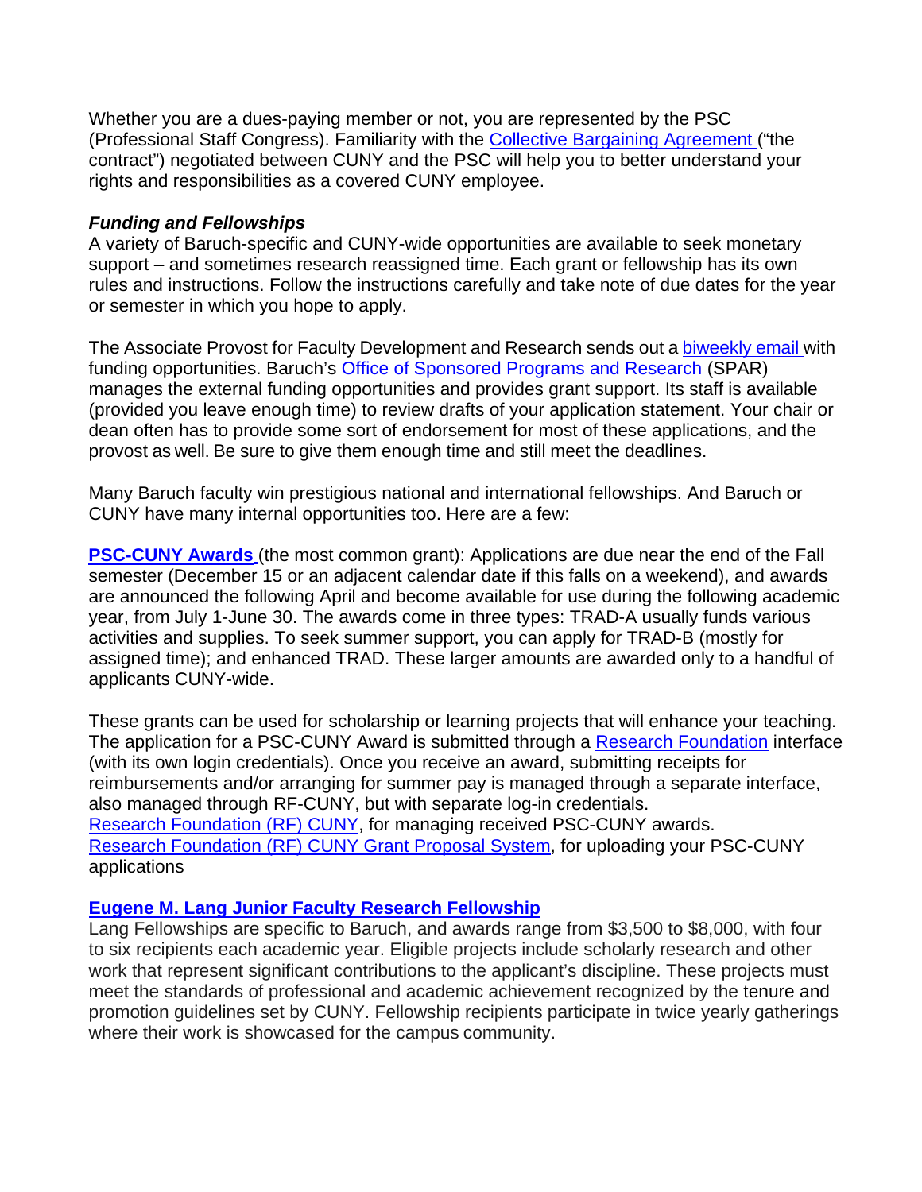Whether you are a dues-paying member or not, you are represented by the PSC (Professional Staff Congress). Familiarity with the Collective Bargaining Agreement ("the contract") negotiated between CUNY and the PSC will help you to better understand your rights and responsibilities as a covered CUNY employee.

***Funding and Fellowships***

A variety of Baruch-specific and CUNY-wide opportunities are available to seek monetary support – and sometimes research reassigned time. Each grant or fellowship has its own rules and instructions. Follow the instructions carefully and take note of due dates for the year or semester in which you hope to apply.

The Associate Provost for Faculty Development and Research sends out a biweekly email with funding opportunities. Baruch's Office of Sponsored Programs and Research (SPAR) manages the external funding opportunities and provides grant support. Its staff is available (provided you leave enough time) to review drafts of your application statement. Your chair or dean often has to provide some sort of endorsement for most of these applications, and the provost as well. Be sure to give them enough time and still meet the deadlines.

Many Baruch faculty win prestigious national and international fellowships. And Baruch or CUNY have many internal opportunities too. Here are a few:

**PSC-CUNY Awards** (the most common grant): Applications are due near the end of the Fall semester (December 15 or an adjacent calendar date if this falls on a weekend), and awards are announced the following April and become available for use during the following academic year, from July 1-June 30. The awards come in three types: TRAD-A usually funds various activities and supplies. To seek summer support, you can apply for TRAD-B (mostly for assigned time); and enhanced TRAD. These larger amounts are awarded only to a handful of applicants CUNY-wide.

These grants can be used for scholarship or learning projects that will enhance your teaching. The application for a PSC-CUNY Award is submitted through a Research Foundation interface (with its own login credentials). Once you receive an award, submitting receipts for reimbursements and/or arranging for summer pay is managed through a separate interface, also managed through RF-CUNY, but with separate log-in credentials.
Research Foundation (RF) CUNY, for managing received PSC-CUNY awards.
Research Foundation (RF) CUNY Grant Proposal System, for uploading your PSC-CUNY applications

**Eugene M. Lang Junior Faculty Research Fellowship**

Lang Fellowships are specific to Baruch, and awards range from $3,500 to $8,000, with four to six recipients each academic year. Eligible projects include scholarly research and other work that represent significant contributions to the applicant's discipline. These projects must meet the standards of professional and academic achievement recognized by the tenure and promotion guidelines set by CUNY. Fellowship recipients participate in twice yearly gatherings where their work is showcased for the campus community.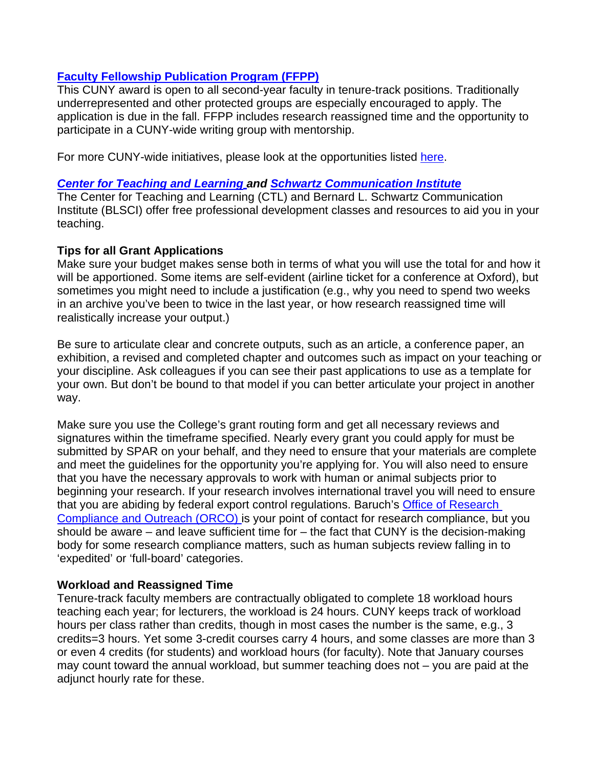**[Faculty Fellowship Publication Program (FFPP)]()**

This CUNY award is open to all second-year faculty in tenure-track positions. Traditionally underrepresented and other protected groups are especially encouraged to apply. The application is due in the fall. FFPP includes research reassigned time and the opportunity to participate in a CUNY-wide writing group with mentorship.

For more CUNY-wide initiatives, please look at the opportunities listed [here]().

***[Center for Teaching and Learning]() and [Schwartz Communication Institute]()***

The Center for Teaching and Learning (CTL) and Bernard L. Schwartz Communication Institute (BLSCI) offer free professional development classes and resources to aid you in your teaching.

**Tips for all Grant Applications**

Make sure your budget makes sense both in terms of what you will use the total for and how it will be apportioned. Some items are self-evident (airline ticket for a conference at Oxford), but sometimes you might need to include a justification (e.g., why you need to spend two weeks in an archive you've been to twice in the last year, or how research reassigned time will realistically increase your output.)

Be sure to articulate clear and concrete outputs, such as an article, a conference paper, an exhibition, a revised and completed chapter and outcomes such as impact on your teaching or your discipline. Ask colleagues if you can see their past applications to use as a template for your own. But don't be bound to that model if you can better articulate your project in another way.

Make sure you use the College's grant routing form and get all necessary reviews and signatures within the timeframe specified. Nearly every grant you could apply for must be submitted by SPAR on your behalf, and they need to ensure that your materials are complete and meet the guidelines for the opportunity you're applying for. You will also need to ensure that you have the necessary approvals to work with human or animal subjects prior to beginning your research. If your research involves international travel you will need to ensure that you are abiding by federal export control regulations. Baruch's [Office of Research Compliance and Outreach (ORCO)]() is your point of contact for research compliance, but you should be aware – and leave sufficient time for – the fact that CUNY is the decision-making body for some research compliance matters, such as human subjects review falling in to 'expedited' or 'full-board' categories.

**Workload and Reassigned Time**

Tenure-track faculty members are contractually obligated to complete 18 workload hours teaching each year; for lecturers, the workload is 24 hours. CUNY keeps track of workload hours per class rather than credits, though in most cases the number is the same, e.g., 3 credits=3 hours. Yet some 3-credit courses carry 4 hours, and some classes are more than 3 or even 4 credits (for students) and workload hours (for faculty). Note that January courses may count toward the annual workload, but summer teaching does not – you are paid at the adjunct hourly rate for these.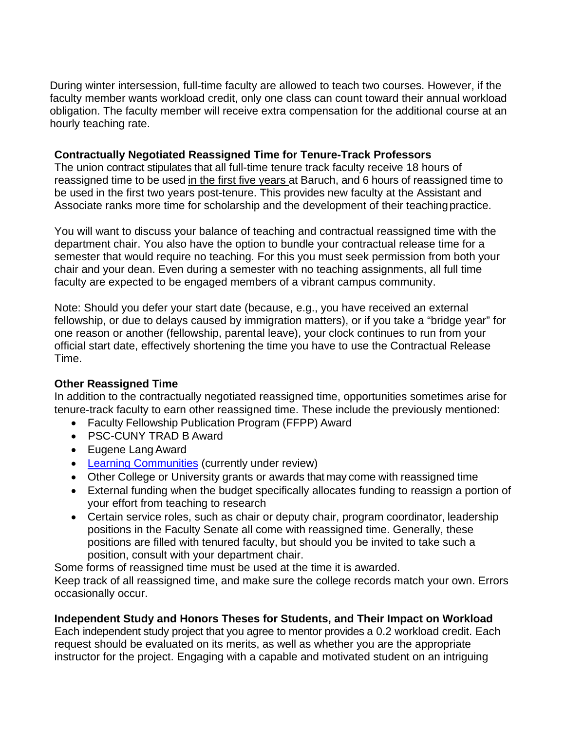During winter intersession, full-time faculty are allowed to teach two courses. However, if the faculty member wants workload credit, only one class can count toward their annual workload obligation. The faculty member will receive extra compensation for the additional course at an hourly teaching rate.

**Contractually Negotiated Reassigned Time for Tenure-Track Professors**

The union contract stipulates that all full-time tenure track faculty receive 18 hours of reassigned time to be used <u>in the first five years</u> at Baruch, and 6 hours of reassigned time to be used in the first two years post-tenure. This provides new faculty at the Assistant and Associate ranks more time for scholarship and the development of their teaching practice.

You will want to discuss your balance of teaching and contractual reassigned time with the department chair. You also have the option to bundle your contractual release time for a semester that would require no teaching. For this you must seek permission from both your chair and your dean. Even during a semester with no teaching assignments, all full time faculty are expected to be engaged members of a vibrant campus community.

Note: Should you defer your start date (because, e.g., you have received an external fellowship, or due to delays caused by immigration matters), or if you take a "bridge year" for one reason or another (fellowship, parental leave), your clock continues to run from your official start date, effectively shortening the time you have to use the Contractual Release Time.

**Other Reassigned Time**

In addition to the contractually negotiated reassigned time, opportunities sometimes arise for tenure-track faculty to earn other reassigned time. These include the previously mentioned:

- Faculty Fellowship Publication Program (FFPP) Award
- PSC-CUNY TRAD B Award
- Eugene Lang Award
- Learning Communities (currently under review)
- Other College or University grants or awards that may come with reassigned time
- External funding when the budget specifically allocates funding to reassign a portion of your effort from teaching to research
- Certain service roles, such as chair or deputy chair, program coordinator, leadership positions in the Faculty Senate all come with reassigned time. Generally, these positions are filled with tenured faculty, but should you be invited to take such a position, consult with your department chair.

Some forms of reassigned time must be used at the time it is awarded.

Keep track of all reassigned time, and make sure the college records match your own. Errors occasionally occur.

**Independent Study and Honors Theses for Students, and Their Impact on Workload**

Each independent study project that you agree to mentor provides a 0.2 workload credit. Each request should be evaluated on its merits, as well as whether you are the appropriate instructor for the project. Engaging with a capable and motivated student on an intriguing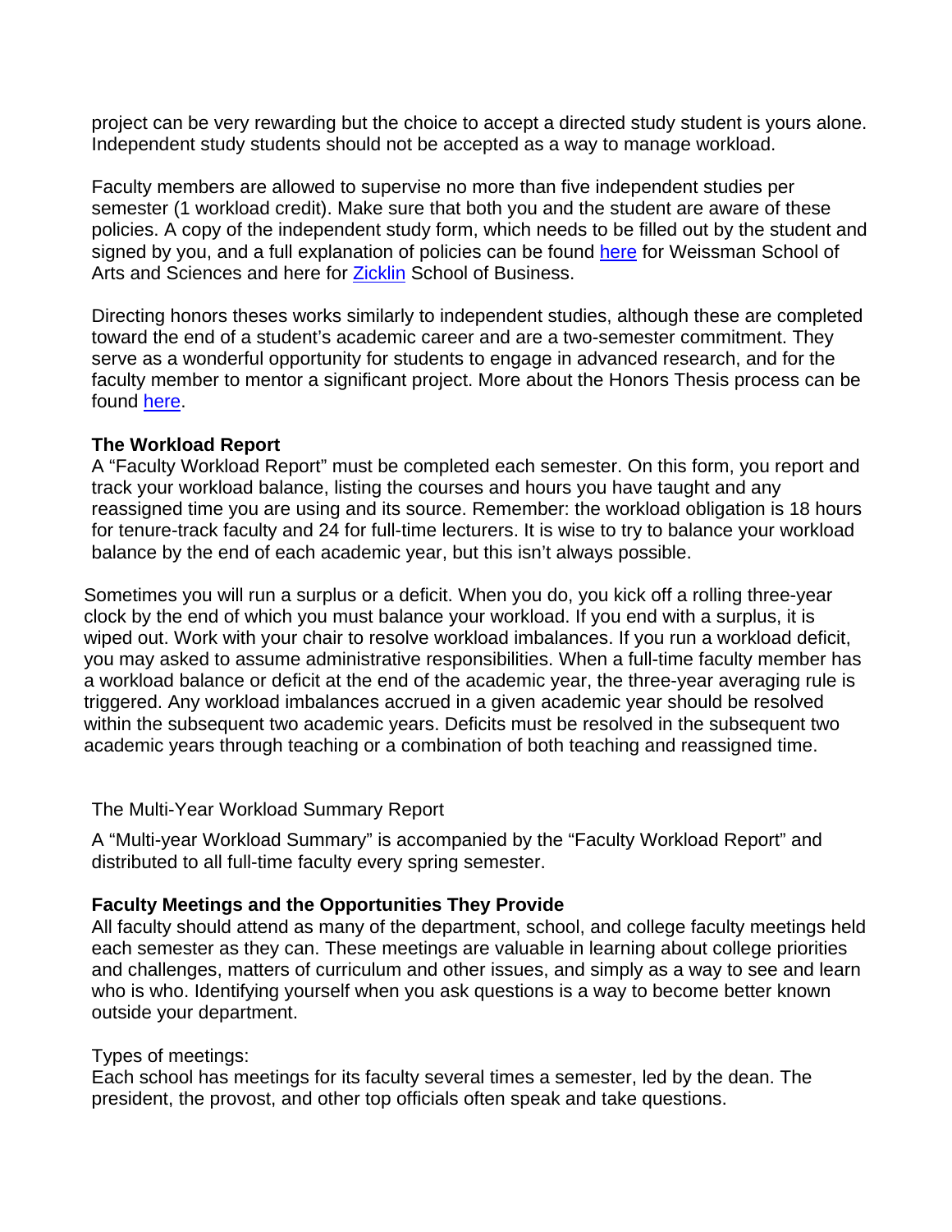project can be very rewarding but the choice to accept a directed study student is yours alone. Independent study students should not be accepted as a way to manage workload.

Faculty members are allowed to supervise no more than five independent studies per semester (1 workload credit). Make sure that both you and the student are aware of these policies. A copy of the independent study form, which needs to be filled out by the student and signed by you, and a full explanation of policies can be found here for Weissman School of Arts and Sciences and here for Zicklin School of Business.

Directing honors theses works similarly to independent studies, although these are completed toward the end of a student's academic career and are a two-semester commitment. They serve as a wonderful opportunity for students to engage in advanced research, and for the faculty member to mentor a significant project. More about the Honors Thesis process can be found here.

**The Workload Report**

A "Faculty Workload Report" must be completed each semester. On this form, you report and track your workload balance, listing the courses and hours you have taught and any reassigned time you are using and its source. Remember: the workload obligation is 18 hours for tenure-track faculty and 24 for full-time lecturers. It is wise to try to balance your workload balance by the end of each academic year, but this isn't always possible.

Sometimes you will run a surplus or a deficit. When you do, you kick off a rolling three-year clock by the end of which you must balance your workload. If you end with a surplus, it is wiped out. Work with your chair to resolve workload imbalances. If you run a workload deficit, you may asked to assume administrative responsibilities. When a full-time faculty member has a workload balance or deficit at the end of the academic year, the three-year averaging rule is triggered. Any workload imbalances accrued in a given academic year should be resolved within the subsequent two academic years. Deficits must be resolved in the subsequent two academic years through teaching or a combination of both teaching and reassigned time.

The Multi-Year Workload Summary Report

A "Multi-year Workload Summary" is accompanied by the "Faculty Workload Report" and distributed to all full-time faculty every spring semester.

**Faculty Meetings and the Opportunities They Provide**

All faculty should attend as many of the department, school, and college faculty meetings held each semester as they can. These meetings are valuable in learning about college priorities and challenges, matters of curriculum and other issues, and simply as a way to see and learn who is who. Identifying yourself when you ask questions is a way to become better known outside your department.

Types of meetings:

Each school has meetings for its faculty several times a semester, led by the dean. The president, the provost, and other top officials often speak and take questions.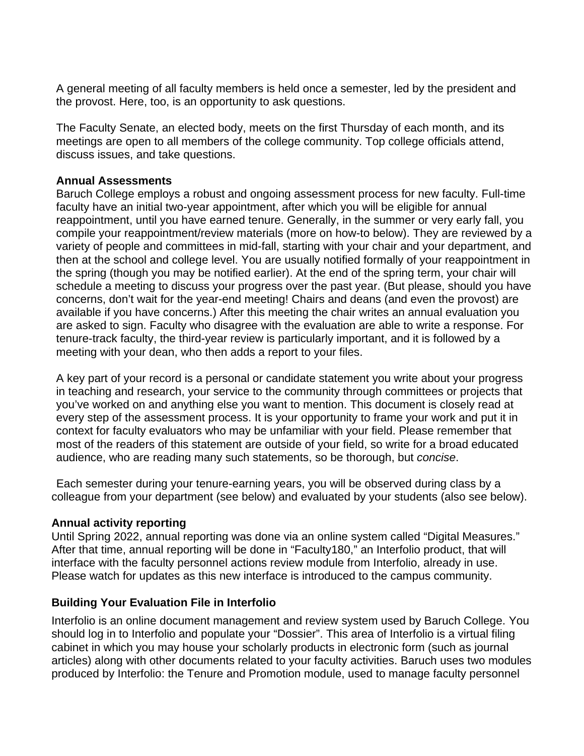A general meeting of all faculty members is held once a semester, led by the president and the provost. Here, too, is an opportunity to ask questions.

The Faculty Senate, an elected body, meets on the first Thursday of each month, and its meetings are open to all members of the college community. Top college officials attend, discuss issues, and take questions.

**Annual Assessments**

Baruch College employs a robust and ongoing assessment process for new faculty. Full-time faculty have an initial two-year appointment, after which you will be eligible for annual reappointment, until you have earned tenure. Generally, in the summer or very early fall, you compile your reappointment/review materials (more on how-to below). They are reviewed by a variety of people and committees in mid-fall, starting with your chair and your department, and then at the school and college level. You are usually notified formally of your reappointment in the spring (though you may be notified earlier). At the end of the spring term, your chair will schedule a meeting to discuss your progress over the past year. (But please, should you have concerns, don't wait for the year-end meeting! Chairs and deans (and even the provost) are available if you have concerns.) After this meeting the chair writes an annual evaluation you are asked to sign. Faculty who disagree with the evaluation are able to write a response. For tenure-track faculty, the third-year review is particularly important, and it is followed by a meeting with your dean, who then adds a report to your files.

A key part of your record is a personal or candidate statement you write about your progress in teaching and research, your service to the community through committees or projects that you've worked on and anything else you want to mention. This document is closely read at every step of the assessment process. It is your opportunity to frame your work and put it in context for faculty evaluators who may be unfamiliar with your field. Please remember that most of the readers of this statement are outside of your field, so write for a broad educated audience, who are reading many such statements, so be thorough, but *concise*.

Each semester during your tenure-earning years, you will be observed during class by a colleague from your department (see below) and evaluated by your students (also see below).

**Annual activity reporting**

Until Spring 2022, annual reporting was done via an online system called "Digital Measures." After that time, annual reporting will be done in "Faculty180," an Interfolio product, that will interface with the faculty personnel actions review module from Interfolio, already in use. Please watch for updates as this new interface is introduced to the campus community.

**Building Your Evaluation File in Interfolio**

Interfolio is an online document management and review system used by Baruch College. You should log in to Interfolio and populate your "Dossier". This area of Interfolio is a virtual filing cabinet in which you may house your scholarly products in electronic form (such as journal articles) along with other documents related to your faculty activities. Baruch uses two modules produced by Interfolio: the Tenure and Promotion module, used to manage faculty personnel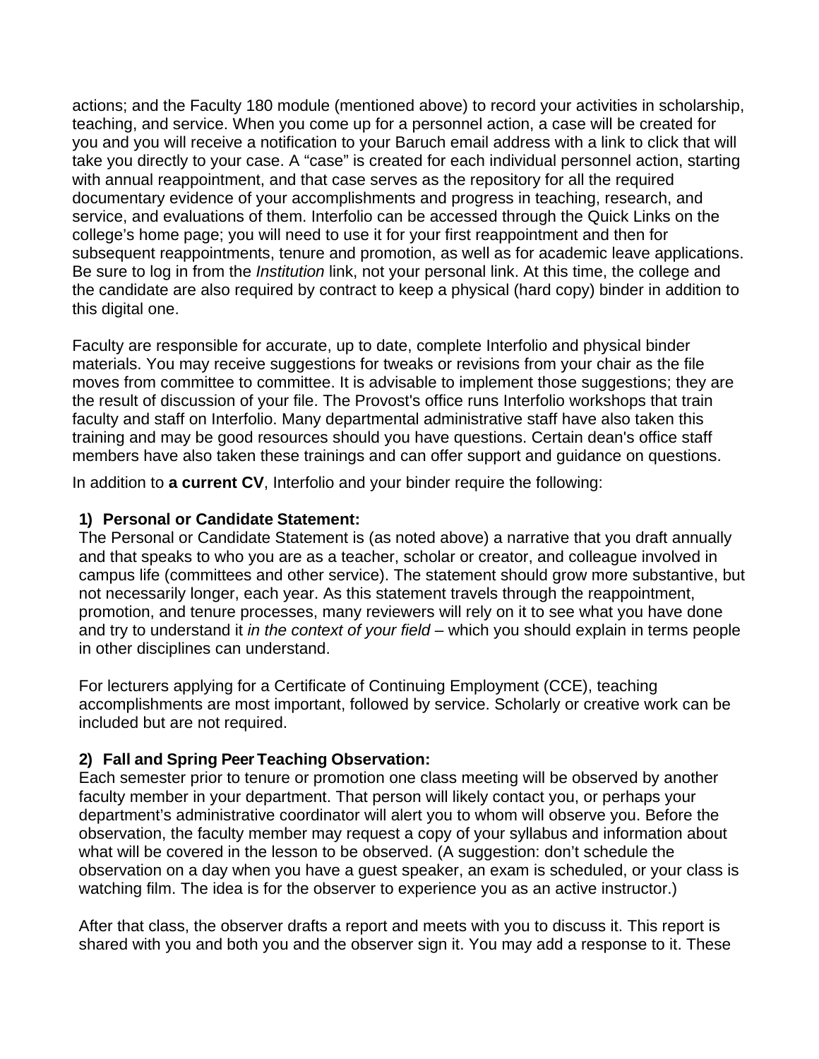actions; and the Faculty 180 module (mentioned above) to record your activities in scholarship, teaching, and service. When you come up for a personnel action, a case will be created for you and you will receive a notification to your Baruch email address with a link to click that will take you directly to your case. A "case" is created for each individual personnel action, starting with annual reappointment, and that case serves as the repository for all the required documentary evidence of your accomplishments and progress in teaching, research, and service, and evaluations of them. Interfolio can be accessed through the Quick Links on the college's home page; you will need to use it for your first reappointment and then for subsequent reappointments, tenure and promotion, as well as for academic leave applications. Be sure to log in from the *Institution* link, not your personal link. At this time, the college and the candidate are also required by contract to keep a physical (hard copy) binder in addition to this digital one.

Faculty are responsible for accurate, up to date, complete Interfolio and physical binder materials. You may receive suggestions for tweaks or revisions from your chair as the file moves from committee to committee. It is advisable to implement those suggestions; they are the result of discussion of your file. The Provost's office runs Interfolio workshops that train faculty and staff on Interfolio. Many departmental administrative staff have also taken this training and may be good resources should you have questions. Certain dean's office staff members have also taken these trainings and can offer support and guidance on questions.

In addition to **a current CV**, Interfolio and your binder require the following:

1) **Personal or Candidate Statement:**

The Personal or Candidate Statement is (as noted above) a narrative that you draft annually and that speaks to who you are as a teacher, scholar or creator, and colleague involved in campus life (committees and other service). The statement should grow more substantive, but not necessarily longer, each year. As this statement travels through the reappointment, promotion, and tenure processes, many reviewers will rely on it to see what you have done and try to understand it *in the context of your field* – which you should explain in terms people in other disciplines can understand.

For lecturers applying for a Certificate of Continuing Employment (CCE), teaching accomplishments are most important, followed by service. Scholarly or creative work can be included but are not required.

2) **Fall and Spring Peer Teaching Observation:**

Each semester prior to tenure or promotion one class meeting will be observed by another faculty member in your department. That person will likely contact you, or perhaps your department's administrative coordinator will alert you to whom will observe you. Before the observation, the faculty member may request a copy of your syllabus and information about what will be covered in the lesson to be observed. (A suggestion: don't schedule the observation on a day when you have a guest speaker, an exam is scheduled, or your class is watching film. The idea is for the observer to experience you as an active instructor.)

After that class, the observer drafts a report and meets with you to discuss it. This report is shared with you and both you and the observer sign it. You may add a response to it. These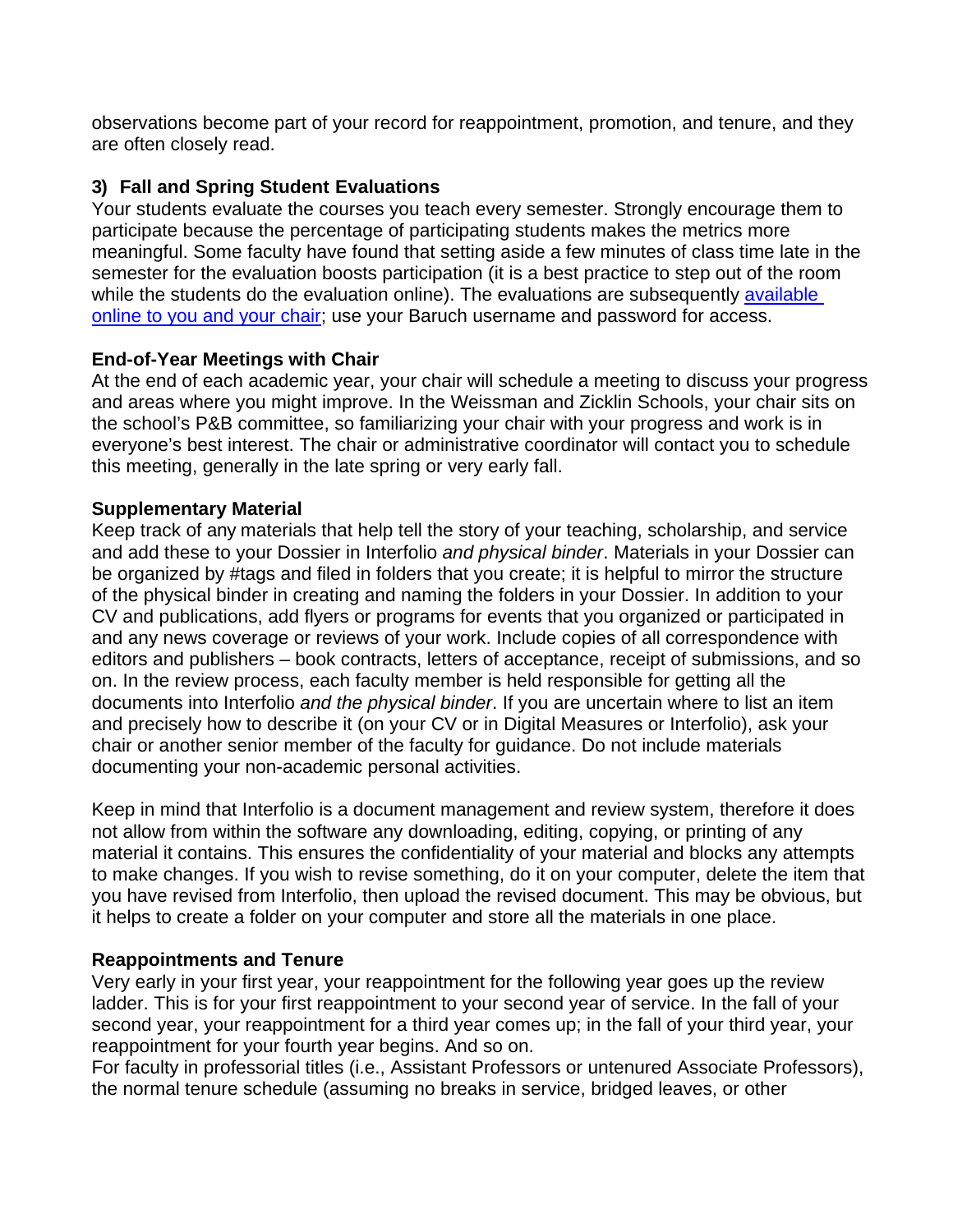observations become part of your record for reappointment, promotion, and tenure, and they are often closely read.

### 3) Fall and Spring Student Evaluations

Your students evaluate the courses you teach every semester. Strongly encourage them to participate because the percentage of participating students makes the metrics more meaningful. Some faculty have found that setting aside a few minutes of class time late in the semester for the evaluation boosts participation (it is a best practice to step out of the room while the students do the evaluation online). The evaluations are subsequently available online to you and your chair; use your Baruch username and password for access.

### End-of-Year Meetings with Chair

At the end of each academic year, your chair will schedule a meeting to discuss your progress and areas where you might improve. In the Weissman and Zicklin Schools, your chair sits on the school's P&B committee, so familiarizing your chair with your progress and work is in everyone's best interest. The chair or administrative coordinator will contact you to schedule this meeting, generally in the late spring or very early fall.

### Supplementary Material

Keep track of any materials that help tell the story of your teaching, scholarship, and service and add these to your Dossier in Interfolio *and physical binder*. Materials in your Dossier can be organized by #tags and filed in folders that you create; it is helpful to mirror the structure of the physical binder in creating and naming the folders in your Dossier. In addition to your CV and publications, add flyers or programs for events that you organized or participated in and any news coverage or reviews of your work. Include copies of all correspondence with editors and publishers – book contracts, letters of acceptance, receipt of submissions, and so on. In the review process, each faculty member is held responsible for getting all the documents into Interfolio *and the physical binder*. If you are uncertain where to list an item and precisely how to describe it (on your CV or in Digital Measures or Interfolio), ask your chair or another senior member of the faculty for guidance. Do not include materials documenting your non-academic personal activities.

Keep in mind that Interfolio is a document management and review system, therefore it does not allow from within the software any downloading, editing, copying, or printing of any material it contains. This ensures the confidentiality of your material and blocks any attempts to make changes. If you wish to revise something, do it on your computer, delete the item that you have revised from Interfolio, then upload the revised document. This may be obvious, but it helps to create a folder on your computer and store all the materials in one place.

### Reappointments and Tenure

Very early in your first year, your reappointment for the following year goes up the review ladder. This is for your first reappointment to your second year of service. In the fall of your second year, your reappointment for a third year comes up; in the fall of your third year, your reappointment for your fourth year begins. And so on.

For faculty in professorial titles (i.e., Assistant Professors or untenured Associate Professors), the normal tenure schedule (assuming no breaks in service, bridged leaves, or other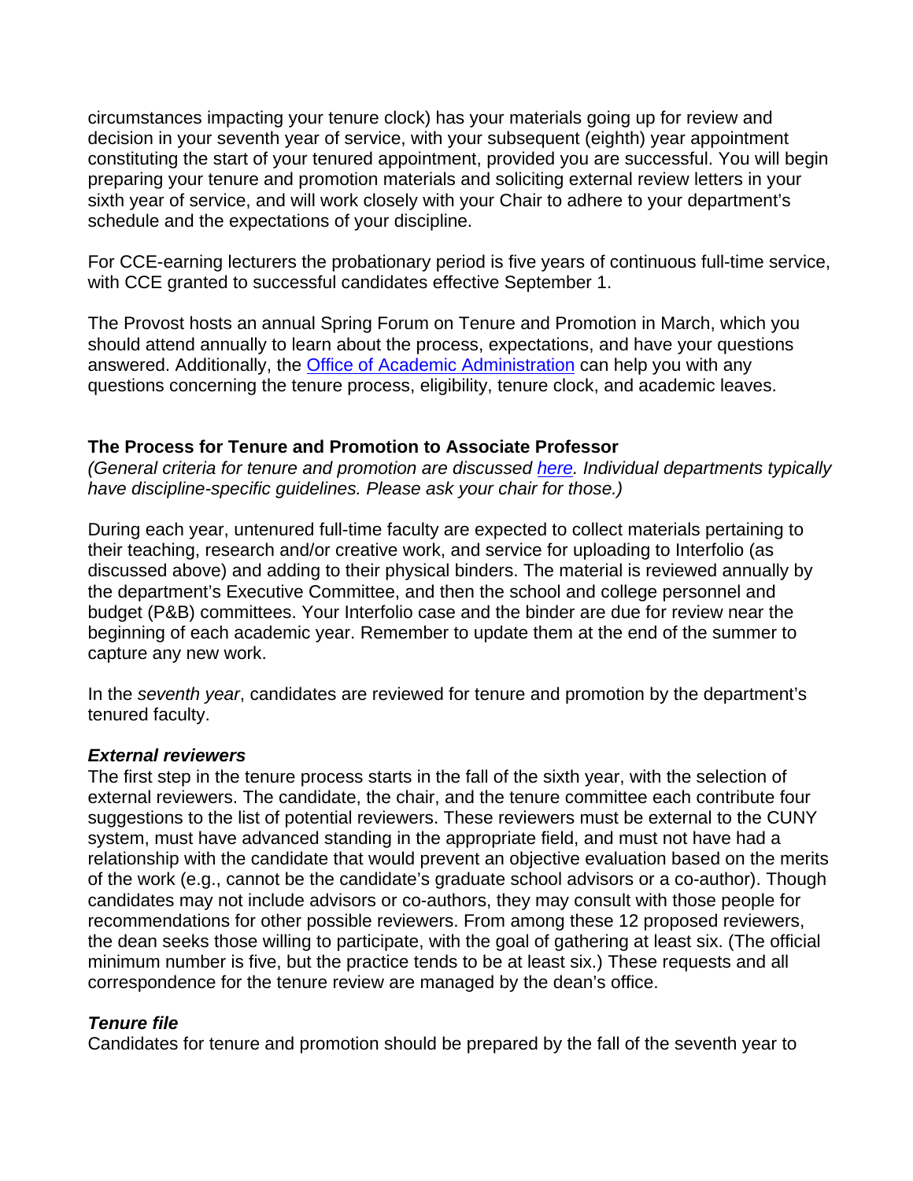circumstances impacting your tenure clock) has your materials going up for review and decision in your seventh year of service, with your subsequent (eighth) year appointment constituting the start of your tenured appointment, provided you are successful. You will begin preparing your tenure and promotion materials and soliciting external review letters in your sixth year of service, and will work closely with your Chair to adhere to your department's schedule and the expectations of your discipline.

For CCE-earning lecturers the probationary period is five years of continuous full-time service, with CCE granted to successful candidates effective September 1.

The Provost hosts an annual Spring Forum on Tenure and Promotion in March, which you should attend annually to learn about the process, expectations, and have your questions answered. Additionally, the [Office of Academic Administration]() can help you with any questions concerning the tenure process, eligibility, tenure clock, and academic leaves.

### The Process for Tenure and Promotion to Associate Professor

*(General criteria for tenure and promotion are discussed [here](). Individual departments typically have discipline-specific guidelines. Please ask your chair for those.)*

During each year, untenured full-time faculty are expected to collect materials pertaining to their teaching, research and/or creative work, and service for uploading to Interfolio (as discussed above) and adding to their physical binders. The material is reviewed annually by the department's Executive Committee, and then the school and college personnel and budget (P&B) committees. Your Interfolio case and the binder are due for review near the beginning of each academic year. Remember to update them at the end of the summer to capture any new work.

In the *seventh year*, candidates are reviewed for tenure and promotion by the department's tenured faculty.

#### *External reviewers*

The first step in the tenure process starts in the fall of the sixth year, with the selection of external reviewers. The candidate, the chair, and the tenure committee each contribute four suggestions to the list of potential reviewers. These reviewers must be external to the CUNY system, must have advanced standing in the appropriate field, and must not have had a relationship with the candidate that would prevent an objective evaluation based on the merits of the work (e.g., cannot be the candidate's graduate school advisors or a co-author). Though candidates may not include advisors or co-authors, they may consult with those people for recommendations for other possible reviewers. From among these 12 proposed reviewers, the dean seeks those willing to participate, with the goal of gathering at least six. (The official minimum number is five, but the practice tends to be at least six.) These requests and all correspondence for the tenure review are managed by the dean's office.

#### *Tenure file*

Candidates for tenure and promotion should be prepared by the fall of the seventh year to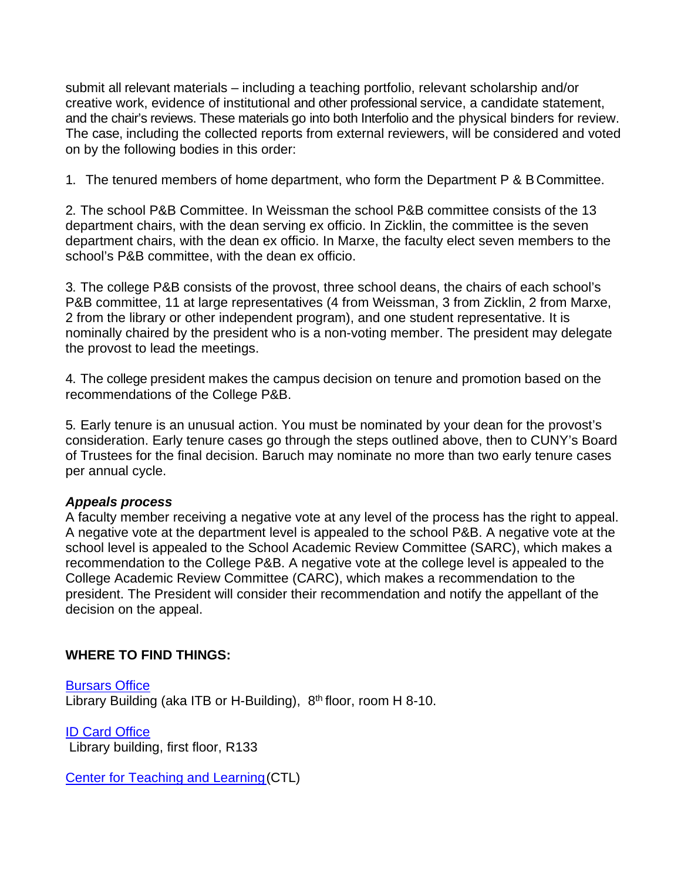submit all relevant materials – including a teaching portfolio, relevant scholarship and/or creative work, evidence of institutional and other professional service, a candidate statement, and the chair's reviews. These materials go into both Interfolio and the physical binders for review. The case, including the collected reports from external reviewers, will be considered and voted on by the following bodies in this order:

1. The tenured members of home department, who form the Department P & B Committee.

2. The school P&B Committee. In Weissman the school P&B committee consists of the 13 department chairs, with the dean serving ex officio. In Zicklin, the committee is the seven department chairs, with the dean ex officio. In Marxe, the faculty elect seven members to the school's P&B committee, with the dean ex officio.

3. The college P&B consists of the provost, three school deans, the chairs of each school's P&B committee, 11 at large representatives (4 from Weissman, 3 from Zicklin, 2 from Marxe, 2 from the library or other independent program), and one student representative. It is nominally chaired by the president who is a non-voting member. The president may delegate the provost to lead the meetings.

4. The college president makes the campus decision on tenure and promotion based on the recommendations of the College P&B.

5. Early tenure is an unusual action. You must be nominated by your dean for the provost's consideration. Early tenure cases go through the steps outlined above, then to CUNY's Board of Trustees for the final decision. Baruch may nominate no more than two early tenure cases per annual cycle.

***Appeals process***
A faculty member receiving a negative vote at any level of the process has the right to appeal. A negative vote at the department level is appealed to the school P&B. A negative vote at the school level is appealed to the School Academic Review Committee (SARC), which makes a recommendation to the College P&B. A negative vote at the college level is appealed to the College Academic Review Committee (CARC), which makes a recommendation to the president. The President will consider their recommendation and notify the appellant of the decision on the appeal.

**WHERE TO FIND THINGS:**

Bursars Office
Library Building (aka ITB or H-Building), 8th floor, room H 8-10.

ID Card Office
Library building, first floor, R133

Center for Teaching and Learning (CTL)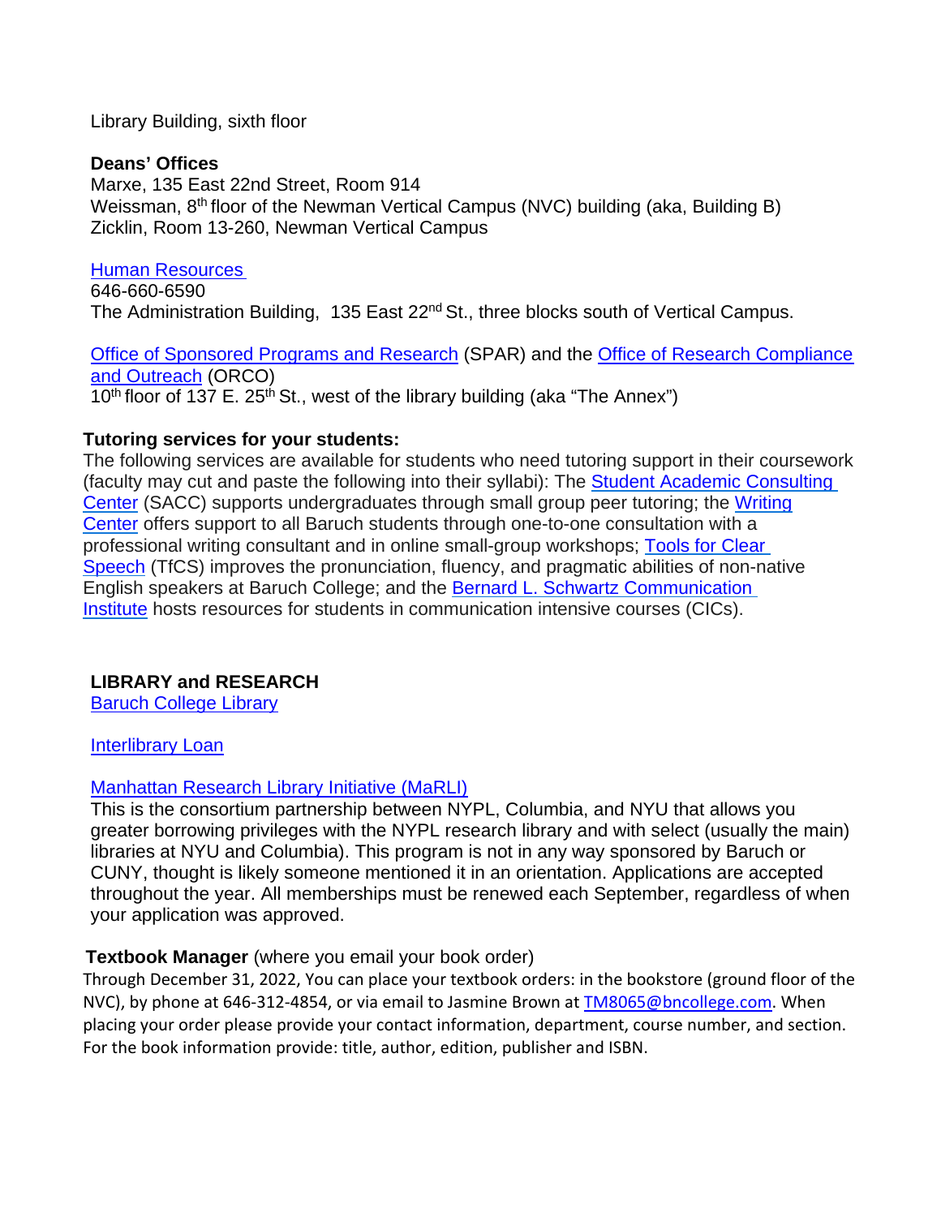Library Building, sixth floor

**Deans' Offices**
Marxe, 135 East 22nd Street, Room 914
Weissman, 8th floor of the Newman Vertical Campus (NVC) building (aka, Building B)
Zicklin, Room 13-260, Newman Vertical Campus

Human Resources
646-660-6590
The Administration Building, 135 East 22nd St., three blocks south of Vertical Campus.

Office of Sponsored Programs and Research (SPAR) and the Office of Research Compliance and Outreach (ORCO)
10th floor of 137 E. 25th St., west of the library building (aka "The Annex")

**Tutoring services for your students:**
The following services are available for students who need tutoring support in their coursework (faculty may cut and paste the following into their syllabi): The Student Academic Consulting Center (SACC) supports undergraduates through small group peer tutoring; the Writing Center offers support to all Baruch students through one-to-one consultation with a professional writing consultant and in online small-group workshops; Tools for Clear Speech (TfCS) improves the pronunciation, fluency, and pragmatic abilities of non-native English speakers at Baruch College; and the Bernard L. Schwartz Communication Institute hosts resources for students in communication intensive courses (CICs).

**LIBRARY and RESEARCH**
Baruch College Library

Interlibrary Loan

Manhattan Research Library Initiative (MaRLI)
This is the consortium partnership between NYPL, Columbia, and NYU that allows you greater borrowing privileges with the NYPL research library and with select (usually the main) libraries at NYU and Columbia). This program is not in any way sponsored by Baruch or CUNY, thought is likely someone mentioned it in an orientation. Applications are accepted throughout the year. All memberships must be renewed each September, regardless of when your application was approved.

**Textbook Manager** (where you email your book order)
Through December 31, 2022, You can place your textbook orders: in the bookstore (ground floor of the NVC), by phone at 646-312-4854, or via email to Jasmine Brown at TM8065@bncollege.com. When placing your order please provide your contact information, department, course number, and section. For the book information provide: title, author, edition, publisher and ISBN.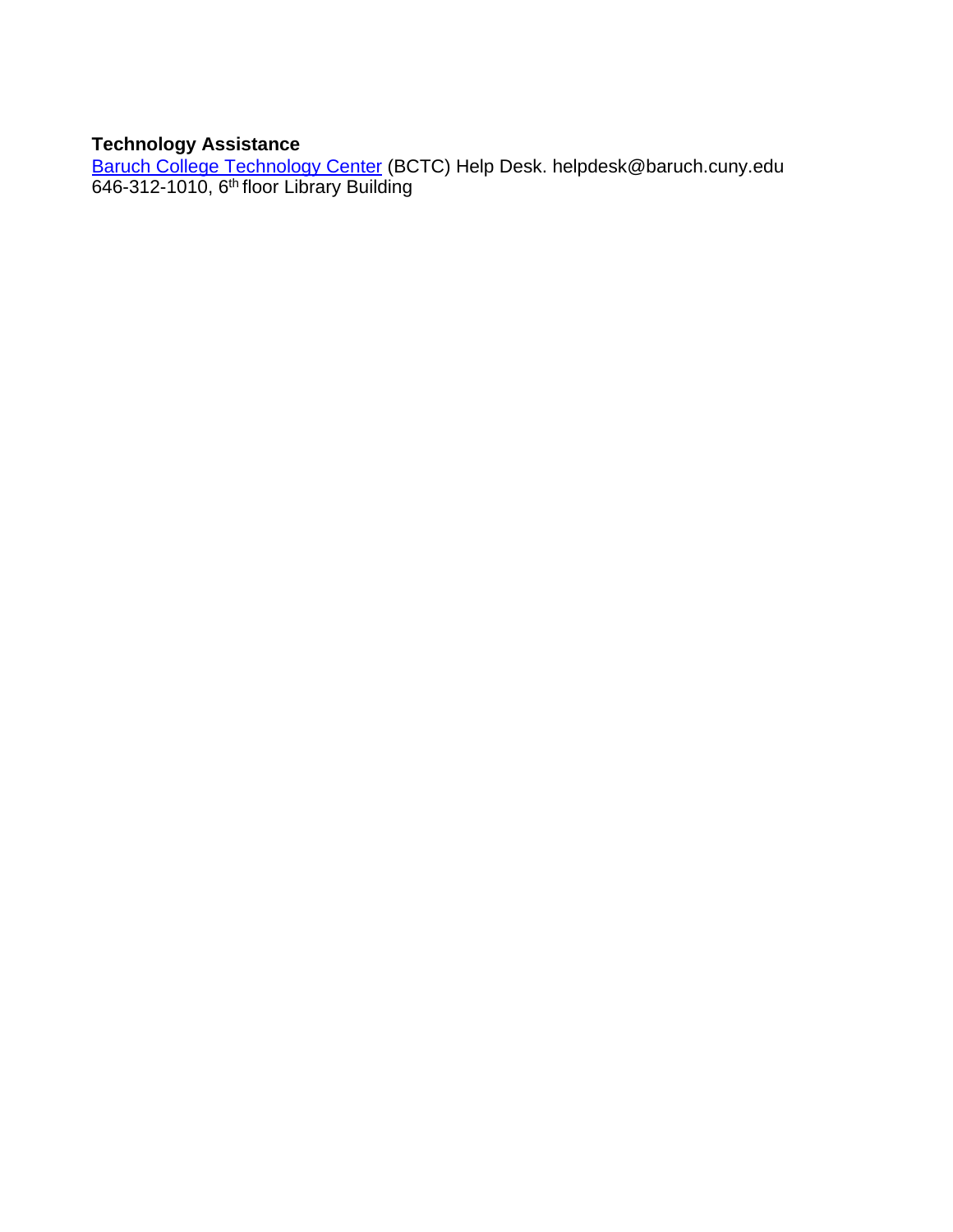**Technology Assistance**

Baruch College Technology Center (BCTC) Help Desk. helpdesk@baruch.cuny.edu
646-312-1010, 6th floor Library Building